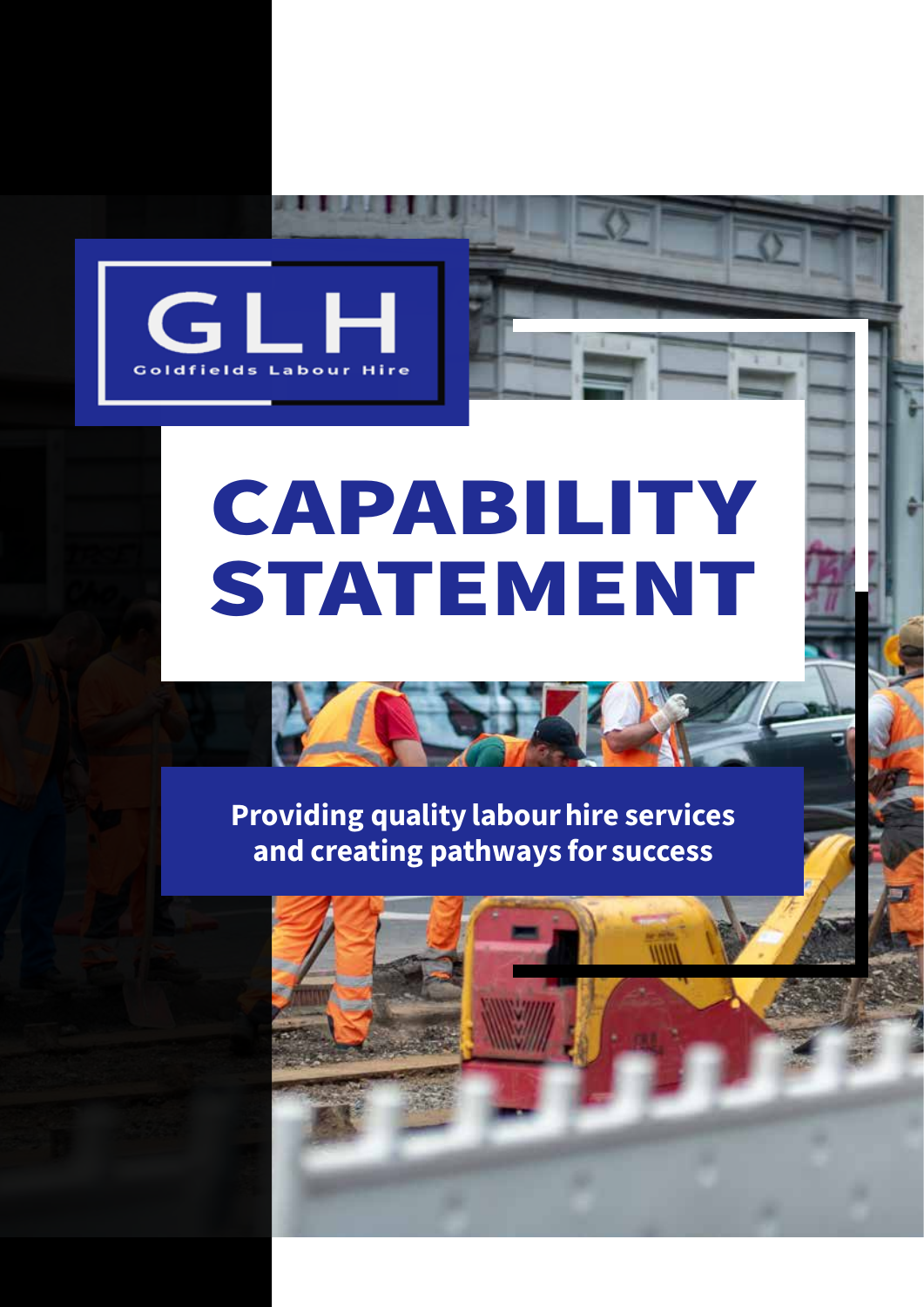GLH

Goldfields Labour Hire

# CAPABILITY STATEMENT

**Providing quality labour hire services and creating pathways for success**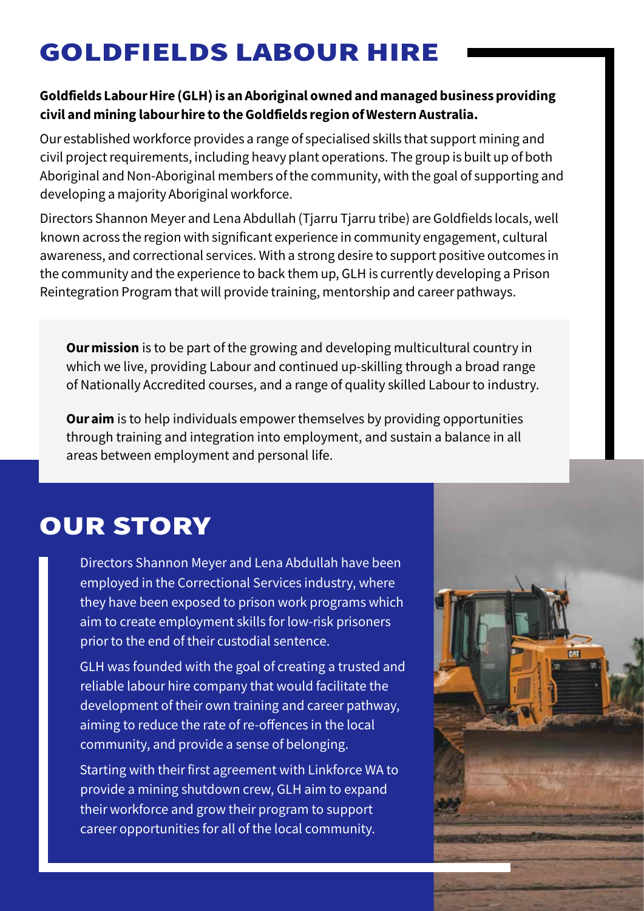# GOLDFIELDS LABOUR HIRE

**Goldfields Labour Hire (GLH) is an Aboriginal owned and managed business providing civil and mining labour hire to the Goldfields region of Western Australia.**

Our established workforce provides a range of specialised skills that support mining and civil project requirements, including heavy plant operations. The group is built up of both Aboriginal and Non-Aboriginal members of the community, with the goal of supporting and developing a majority Aboriginal workforce.

Directors Shannon Meyer and Lena Abdullah (Tjarru Tjarru tribe) are Goldfields locals, well known across the region with significant experience in community engagement, cultural awareness, and correctional services. With a strong desire to support positive outcomes in the community and the experience to back them up, GLH is currently developing a Prison Reintegration Program that will provide training, mentorship and career pathways.

**Our mission** is to be part of the growing and developing multicultural country in which we live, providing Labour and continued up-skilling through a broad range of Nationally Accredited courses, and a range of quality skilled Labour to industry.

**Our aim** is to help individuals empower themselves by providing opportunities through training and integration into employment, and sustain a balance in all areas between employment and personal life.

## OUR STORY

Directors Shannon Meyer and Lena Abdullah have been employed in the Correctional Services industry, where they have been exposed to prison work programs which aim to create employment skills for low-risk prisoners prior to the end of their custodial sentence.

GLH was founded with the goal of creating a trusted and reliable labour hire company that would facilitate the development of their own training and career pathway, aiming to reduce the rate of re-offences in the local community, and provide a sense of belonging.

Starting with their first agreement with Linkforce WA to provide a mining shutdown crew, GLH aim to expand their workforce and grow their program to support career opportunities for all of the local community.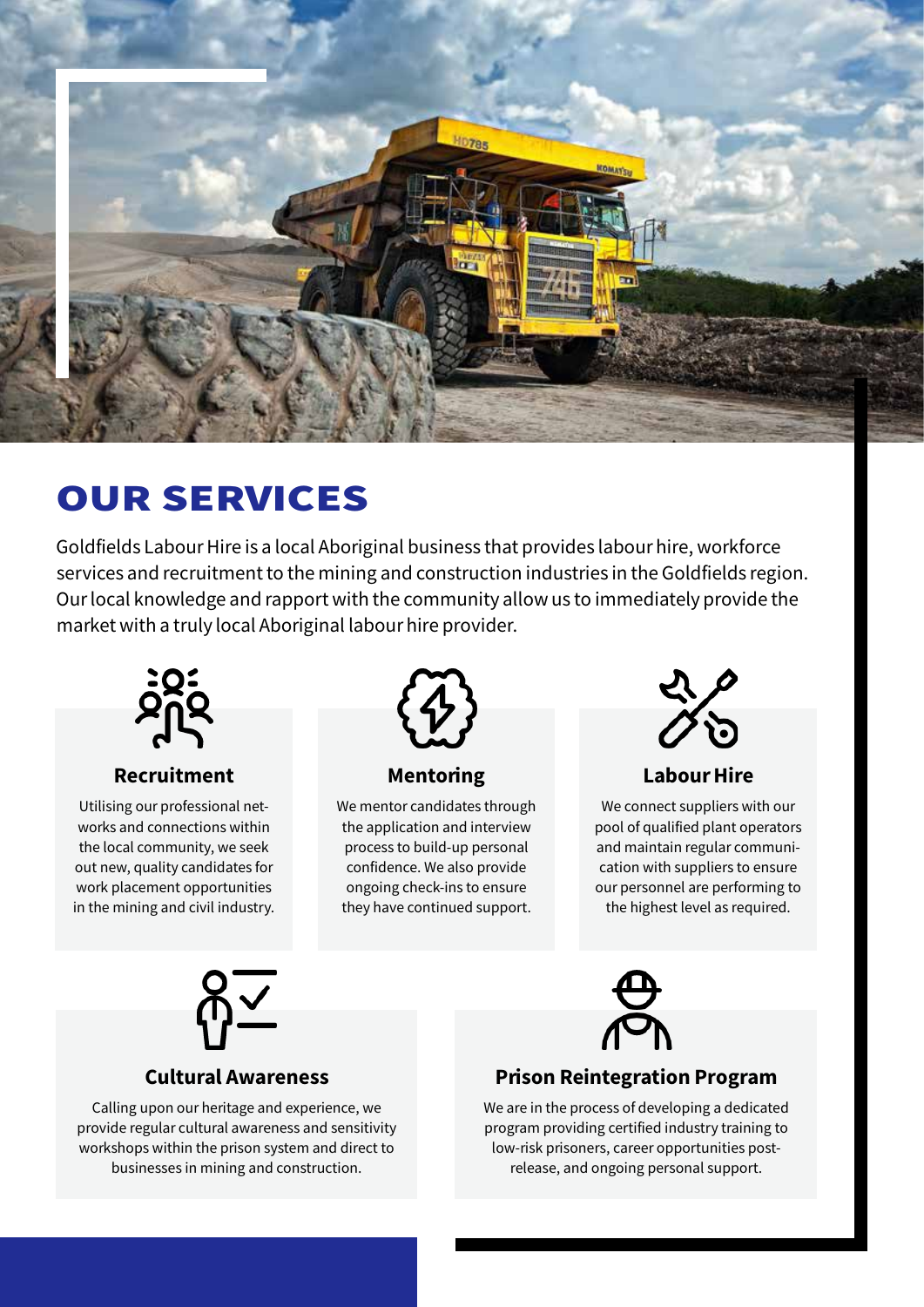# OUR SERVICES

Goldfields Labour Hire is a local Aboriginal business that provides labour hire, workforce services and recruitment to the mining and construction industries in the Goldfields region. Our local knowledge and rapport with the community allow us to immediately provide the market with a truly local Aboriginal labour hire provider.

### Recruitment

Utilising our professional networks and connections within the local community, we seek out new, quality candidates for work placement opportunities in the mining and civil industry.

### Mentoring

We mentor candidates through the application and interview process to build-up personal confidence. We also provide ongoing check-ins to ensure they have continued support.

### Labour Hire

We connect suppliers with our pool of qualified plant operators and maintain regular communication with suppliers to ensure our personnel are performing to the highest level as required.

### Cultural Awareness

Calling upon our heritage and experience, we provide regular cultural awareness and sensitivity workshops within the prison system and direct to businesses in mining and construction.

### Prison Reintegration Program

We are in the process of developing a dedicated program providing certified industry training to low-risk prisoners, career opportunities post-release, and ongoing personal support.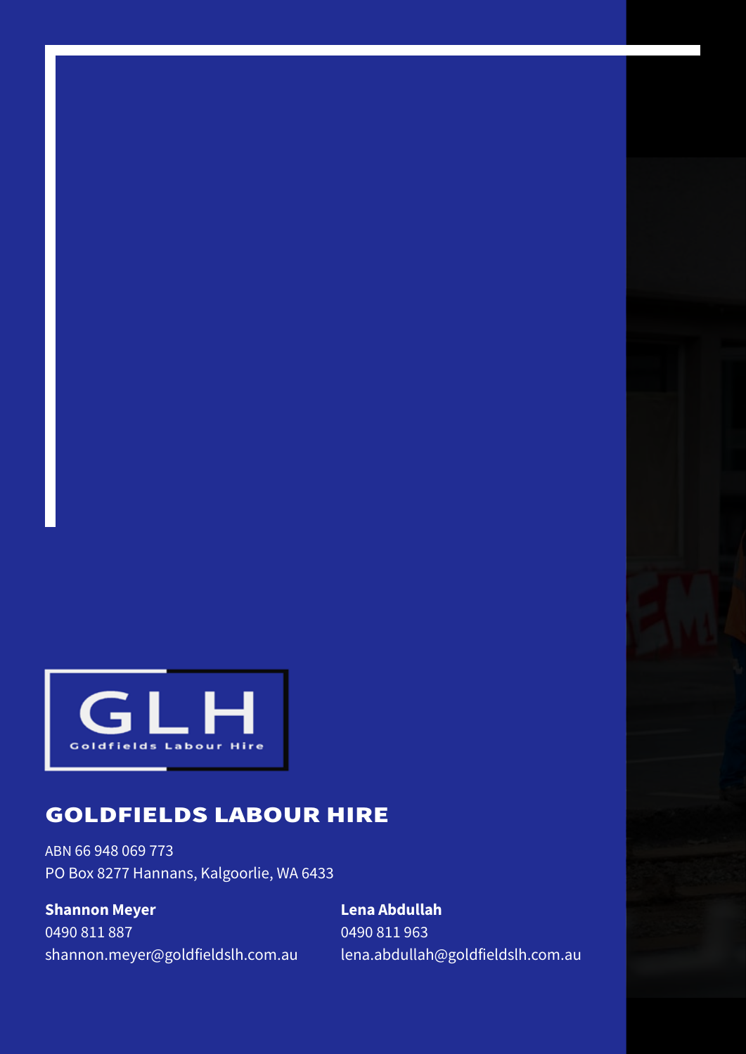GLH

Goldfields Labour Hire

## GOLDFIELDS LABOUR HIRE

ABN 66 948 069 773
PO Box 8277 Hannans, Kalgoorlie, WA 6433

**Shannon Meyer**
0490 811 887
shannon.meyer@goldfieldslh.com.au

**Lena Abdullah**
0490 811 963
lena.abdullah@goldfieldslh.com.au